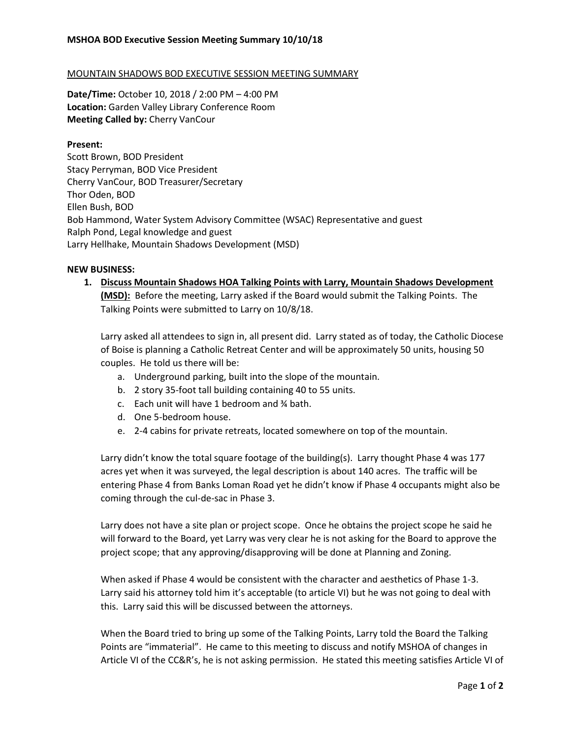MOUNTAIN SHADOWS BOD EXECUTIVE SESSION MEETING SUMMARY

**Date/Time:** October 10, 2018 / 2:00 PM – 4:00 PM
**Location:** Garden Valley Library Conference Room
**Meeting Called by:** Cherry VanCour

**Present:**
Scott Brown, BOD President
Stacy Perryman, BOD Vice President
Cherry VanCour, BOD Treasurer/Secretary
Thor Oden, BOD
Ellen Bush, BOD
Bob Hammond, Water System Advisory Committee (WSAC) Representative and guest
Ralph Pond, Legal knowledge and guest
Larry Hellhake, Mountain Shadows Development (MSD)

**NEW BUSINESS:**

1. **Discuss Mountain Shadows HOA Talking Points with Larry, Mountain Shadows Development (MSD):** Before the meeting, Larry asked if the Board would submit the Talking Points. The Talking Points were submitted to Larry on 10/8/18.

   Larry asked all attendees to sign in, all present did. Larry stated as of today, the Catholic Diocese of Boise is planning a Catholic Retreat Center and will be approximately 50 units, housing 50 couples. He told us there will be:

   a. Underground parking, built into the slope of the mountain.
   b. 2 story 35-foot tall building containing 40 to 55 units.
   c. Each unit will have 1 bedroom and ¾ bath.
   d. One 5-bedroom house.
   e. 2-4 cabins for private retreats, located somewhere on top of the mountain.

   Larry didn't know the total square footage of the building(s). Larry thought Phase 4 was 177 acres yet when it was surveyed, the legal description is about 140 acres. The traffic will be entering Phase 4 from Banks Loman Road yet he didn't know if Phase 4 occupants might also be coming through the cul-de-sac in Phase 3.

   Larry does not have a site plan or project scope. Once he obtains the project scope he said he will forward to the Board, yet Larry was very clear he is not asking for the Board to approve the project scope; that any approving/disapproving will be done at Planning and Zoning.

   When asked if Phase 4 would be consistent with the character and aesthetics of Phase 1-3. Larry said his attorney told him it's acceptable (to article VI) but he was not going to deal with this. Larry said this will be discussed between the attorneys.

   When the Board tried to bring up some of the Talking Points, Larry told the Board the Talking Points are "immaterial". He came to this meeting to discuss and notify MSHOA of changes in Article VI of the CC&R's, he is not asking permission. He stated this meeting satisfies Article VI of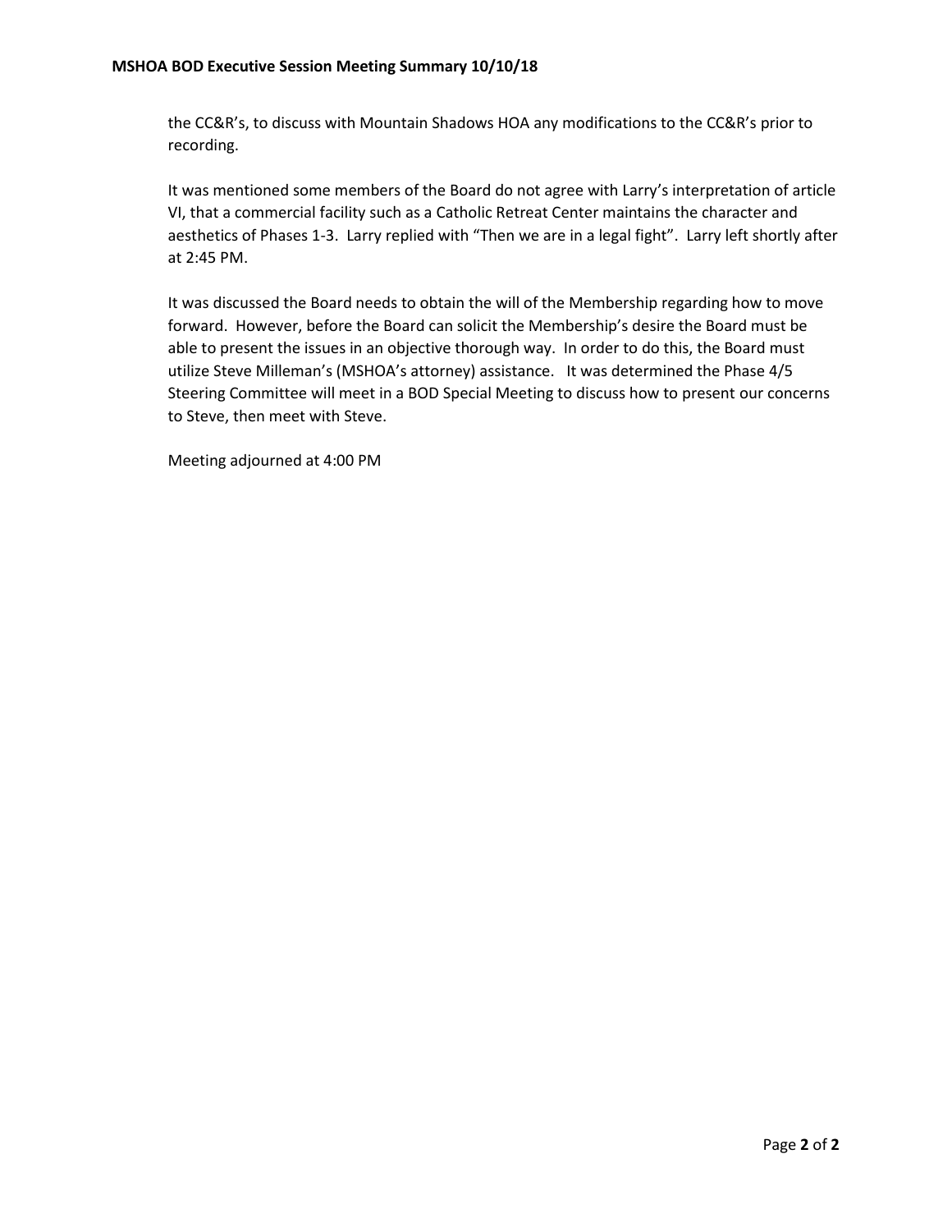the CC&R's, to discuss with Mountain Shadows HOA any modifications to the CC&R's prior to recording.

It was mentioned some members of the Board do not agree with Larry's interpretation of article VI, that a commercial facility such as a Catholic Retreat Center maintains the character and aesthetics of Phases 1-3. Larry replied with "Then we are in a legal fight". Larry left shortly after at 2:45 PM.

It was discussed the Board needs to obtain the will of the Membership regarding how to move forward. However, before the Board can solicit the Membership's desire the Board must be able to present the issues in an objective thorough way. In order to do this, the Board must utilize Steve Milleman's (MSHOA's attorney) assistance. It was determined the Phase 4/5 Steering Committee will meet in a BOD Special Meeting to discuss how to present our concerns to Steve, then meet with Steve.

Meeting adjourned at 4:00 PM